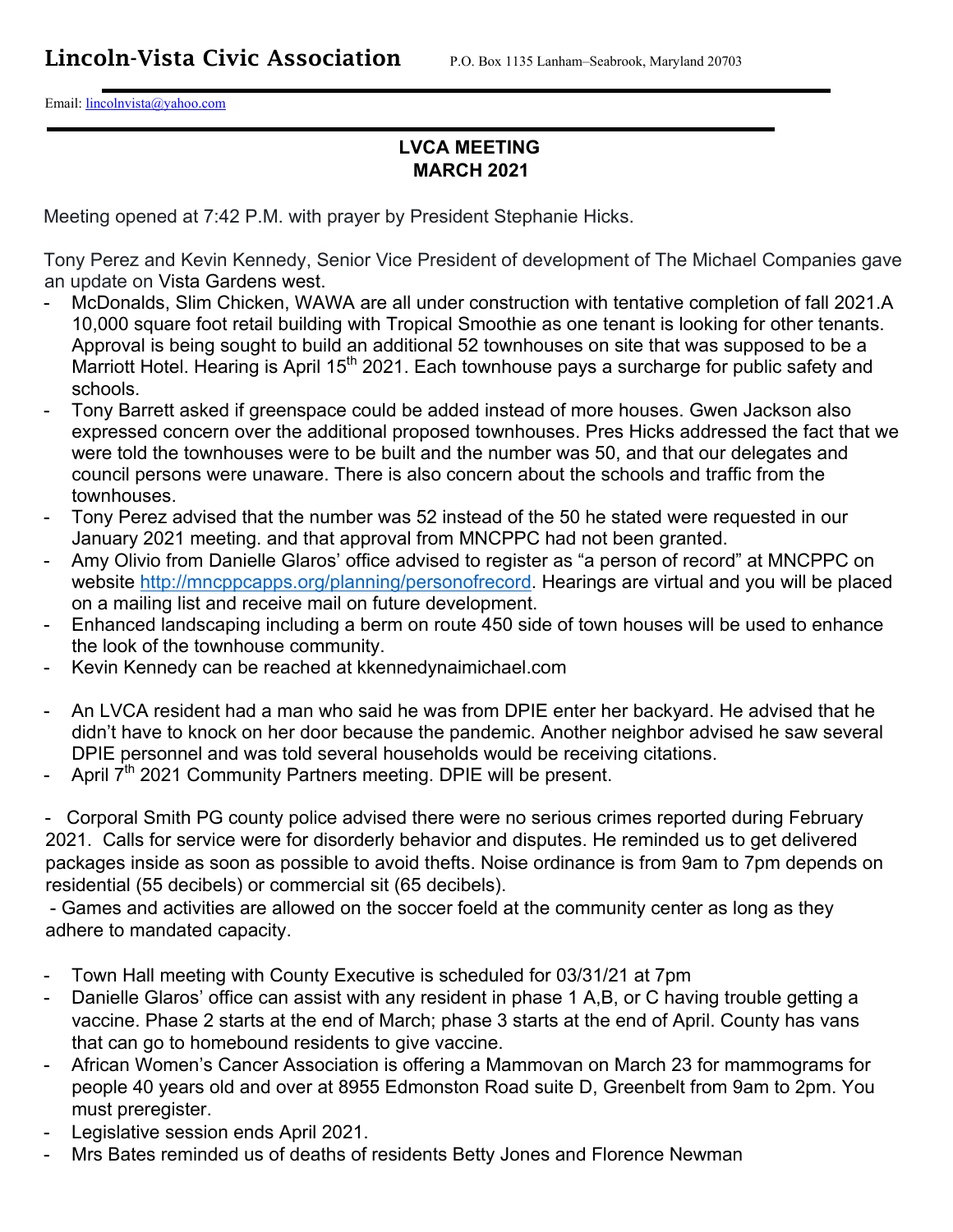# Lincoln-Vista Civic Association

P.O. Box 1135 Lanham–Seabrook, Maryland 20703

Email: lincolnvista@yahoo.com

**LVCA MEETING**
**MARCH 2021**

Meeting opened at 7:42 P.M. with prayer by President Stephanie Hicks.

Tony Perez and Kevin Kennedy, Senior Vice President of development of The Michael Companies gave an update on Vista Gardens west.

- McDonalds, Slim Chicken, WAWA are all under construction with tentative completion of fall 2021.A 10,000 square foot retail building with Tropical Smoothie as one tenant is looking for other tenants. Approval is being sought to build an additional 52 townhouses on site that was supposed to be a Marriott Hotel. Hearing is April 15th 2021. Each townhouse pays a surcharge for public safety and schools.
- Tony Barrett asked if greenspace could be added instead of more houses. Gwen Jackson also expressed concern over the additional proposed townhouses. Pres Hicks addressed the fact that we were told the townhouses were to be built and the number was 50, and that our delegates and council persons were unaware. There is also concern about the schools and traffic from the townhouses.
- Tony Perez advised that the number was 52 instead of the 50 he stated were requested in our January 2021 meeting. and that approval from MNCPPC had not been granted.
- Amy Olivio from Danielle Glaros' office advised to register as "a person of record" at MNCPPC on website http://mncppcapps.org/planning/personofrecord. Hearings are virtual and you will be placed on a mailing list and receive mail on future development.
- Enhanced landscaping including a berm on route 450 side of town houses will be used to enhance the look of the townhouse community.
- Kevin Kennedy can be reached at kkennedynaimichael.com

- An LVCA resident had a man who said he was from DPIE enter her backyard. He advised that he didn't have to knock on her door because the pandemic. Another neighbor advised he saw several DPIE personnel and was told several households would be receiving citations.
- April 7th 2021 Community Partners meeting. DPIE will be present.

- Corporal Smith PG county police advised there were no serious crimes reported during February 2021. Calls for service were for disorderly behavior and disputes. He reminded us to get delivered packages inside as soon as possible to avoid thefts. Noise ordinance is from 9am to 7pm depends on residential (55 decibels) or commercial sit (65 decibels).
- Games and activities are allowed on the soccer foeld at the community center as long as they adhere to mandated capacity.

- Town Hall meeting with County Executive is scheduled for 03/31/21 at 7pm
- Danielle Glaros' office can assist with any resident in phase 1 A,B, or C having trouble getting a vaccine. Phase 2 starts at the end of March; phase 3 starts at the end of April. County has vans that can go to homebound residents to give vaccine.
- African Women's Cancer Association is offering a Mammovan on March 23 for mammograms for people 40 years old and over at 8955 Edmonston Road suite D, Greenbelt from 9am to 2pm. You must preregister.
- Legislative session ends April 2021.
- Mrs Bates reminded us of deaths of residents Betty Jones and Florence Newman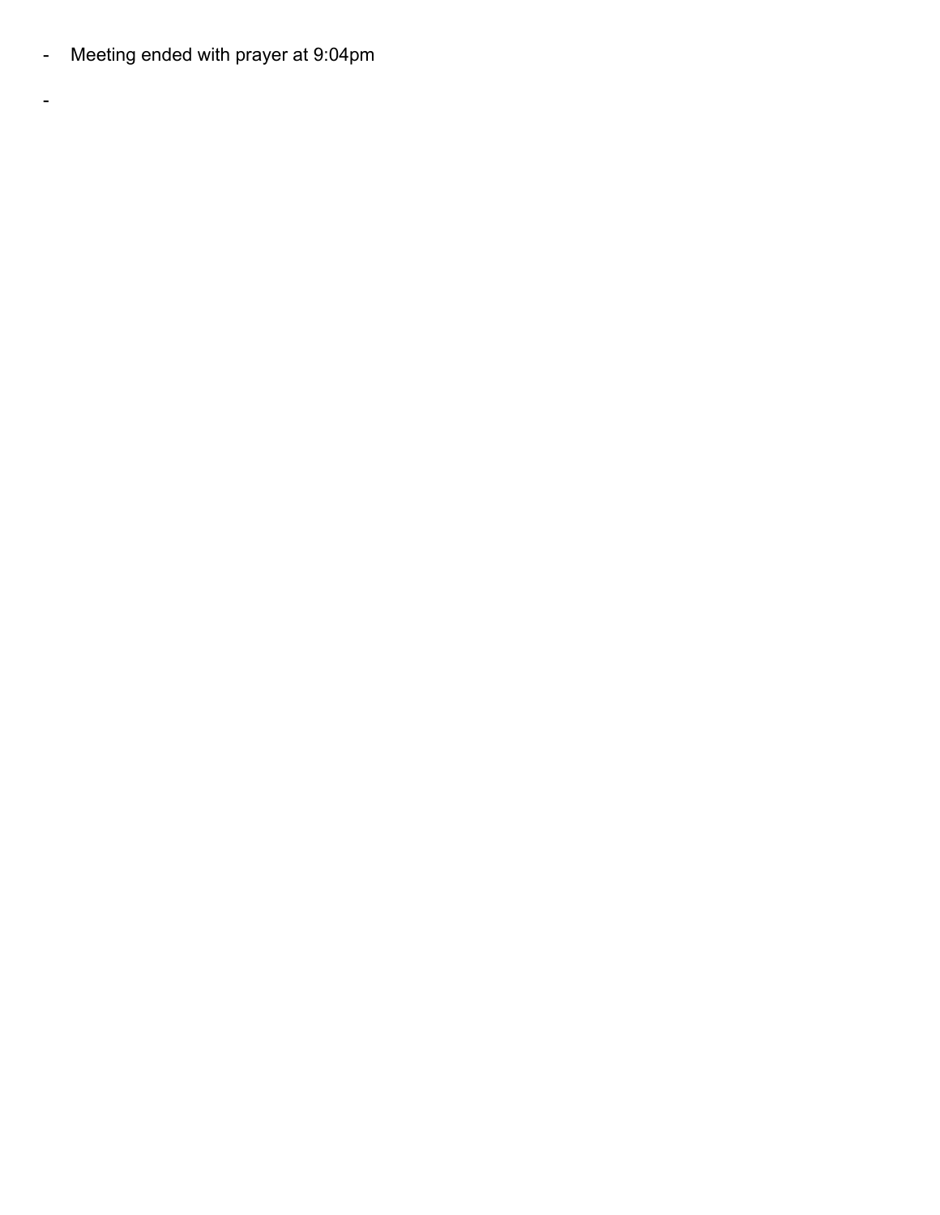- Meeting ended with prayer at 9:04pm
-